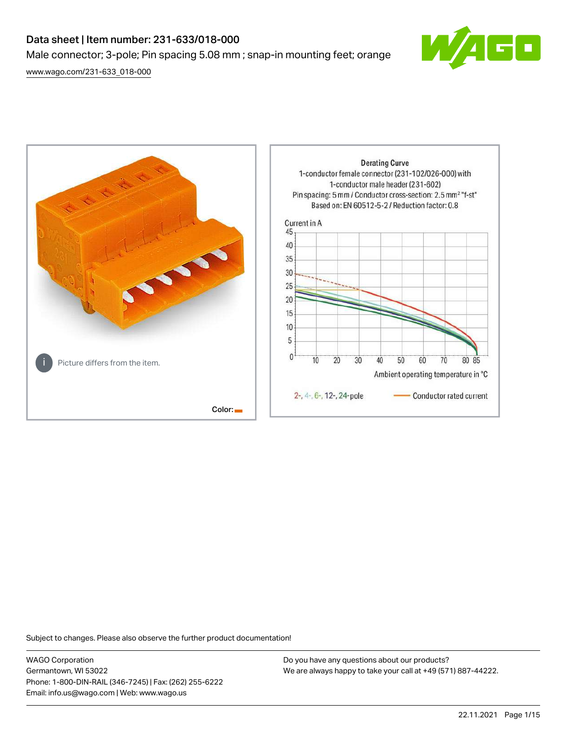# Data sheet | Item number: 231-633/018-000

Male connector; 3-pole; Pin spacing 5.08 mm ; snap-in mounting feet; orange

[www.wago.com/231-633_018-000](www.wago.com/231-633_018-000)

Picture differs from the item.

Color:

Derating Curve
1-conductor female connector (231-102/026-000) with 1-conductor male header (231-602)
Pin spacing: 5 mm / Conductor cross-section: 2.5 mm² "f-st"
Based on: EN 60512-5-2 / Reduction factor: 0.8

Current in A

Ambient operating temperature in °C

2-, 4-, 6-, 12-, 24-pole — Conductor rated current

Subject to changes. Please also observe the further product documentation!

WAGO Corporation
Germantown, WI 53022
Phone: 1-800-DIN-RAIL (346-7245) | Fax: (262) 255-6222
Email: info.us@wago.com | Web: www.wago.us

Do you have any questions about our products?
We are always happy to take your call at +49 (571) 887-44222.

22.11.2021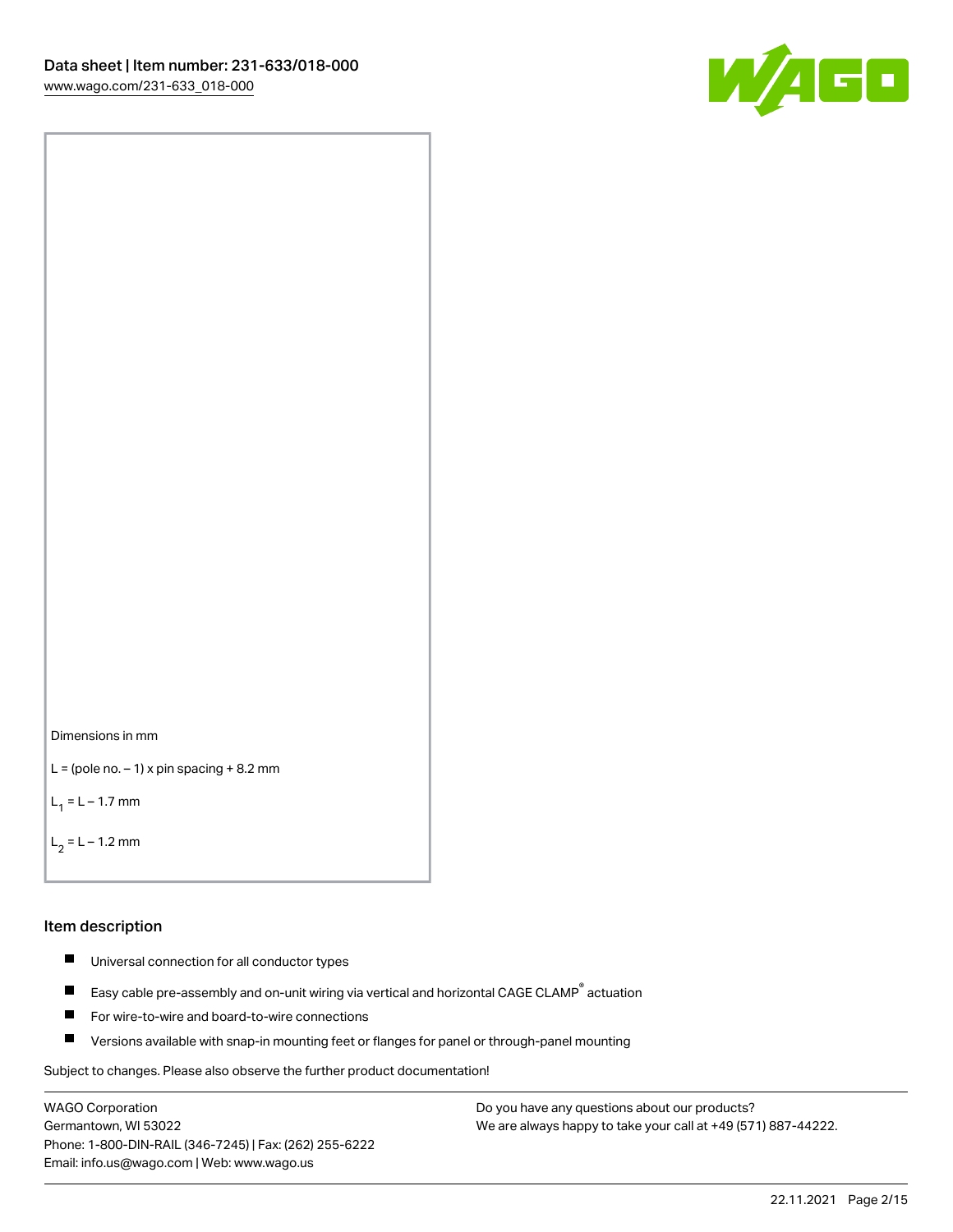Dimensions in mm

L = (pole no. − 1) x pin spacing + 8.2 mm

$L_1$ = L − 1.7 mm

$L_2$ = L − 1.2 mm

## Item description

- Universal connection for all conductor types
- Easy cable pre-assembly and on-unit wiring via vertical and horizontal CAGE CLAMP® actuation
- For wire-to-wire and board-to-wire connections
- Versions available with snap-in mounting feet or flanges for panel or through-panel mounting

Subject to changes. Please also observe the further product documentation!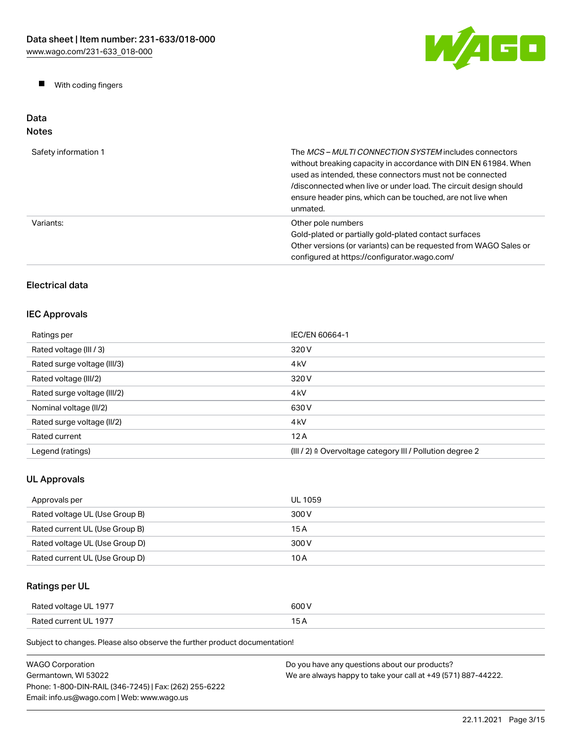- With coding fingers

## Data
### Notes

| | |
|---|---|
| Safety information 1 | The *MCS – MULTI CONNECTION SYSTEM* includes connectors without breaking capacity in accordance with DIN EN 61984. When used as intended, these connectors must not be connected /disconnected when live or under load. The circuit design should ensure header pins, which can be touched, are not live when unmated. |
| Variants: | Other pole numbers<br>Gold-plated or partially gold-plated contact surfaces<br>Other versions (or variants) can be requested from WAGO Sales or configured at https://configurator.wago.com/ |

### Electrical data

### IEC Approvals

| | |
|---|---|
| Ratings per | IEC/EN 60664-1 |
| Rated voltage (III / 3) | 320 V |
| Rated surge voltage (III/3) | 4 kV |
| Rated voltage (III/2) | 320 V |
| Rated surge voltage (III/2) | 4 kV |
| Nominal voltage (II/2) | 630 V |
| Rated surge voltage (II/2) | 4 kV |
| Rated current | 12 A |
| Legend (ratings) | (III / 2) ≙ Overvoltage category III / Pollution degree 2 |

### UL Approvals

| | |
|---|---|
| Approvals per | UL 1059 |
| Rated voltage UL (Use Group B) | 300 V |
| Rated current UL (Use Group B) | 15 A |
| Rated voltage UL (Use Group D) | 300 V |
| Rated current UL (Use Group D) | 10 A |

### Ratings per UL

| | |
|---|---|
| Rated voltage UL 1977 | 600 V |
| Rated current UL 1977 | 15 A |

Subject to changes. Please also observe the further product documentation!

WAGO Corporation
Germantown, WI 53022
Phone: 1-800-DIN-RAIL (346-7245) | Fax: (262) 255-6222
Email: info.us@wago.com | Web: www.wago.us

Do you have any questions about our products?
We are always happy to take your call at +49 (571) 887-44222.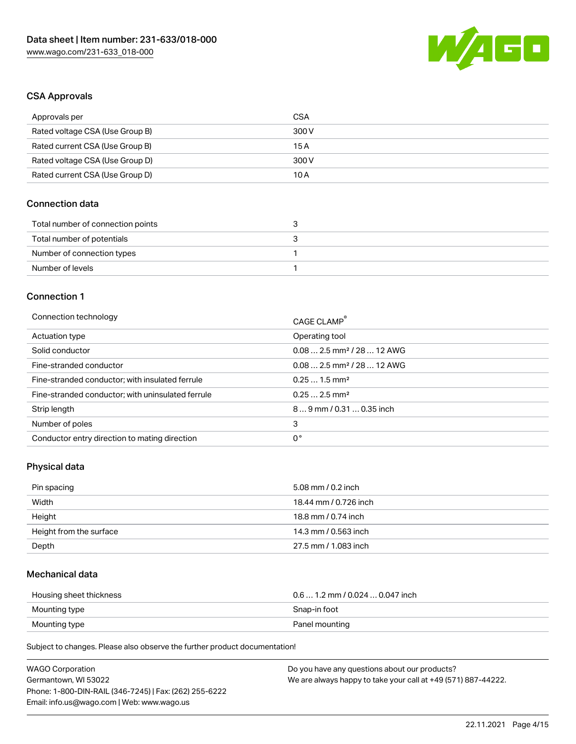## CSA Approvals

| Approvals per | CSA |
| --- | --- |
| Rated voltage CSA (Use Group B) | 300 V |
| Rated current CSA (Use Group B) | 15 A |
| Rated voltage CSA (Use Group D) | 300 V |
| Rated current CSA (Use Group D) | 10 A |

## Connection data

| Total number of connection points | 3 |
| --- | --- |
| Total number of potentials | 3 |
| Number of connection types | 1 |
| Number of levels | 1 |

## Connection 1

| Connection technology | CAGE CLAMP® |
| --- | --- |
| Actuation type | Operating tool |
| Solid conductor | 0.08 … 2.5 mm² / 28 … 12 AWG |
| Fine-stranded conductor | 0.08 … 2.5 mm² / 28 … 12 AWG |
| Fine-stranded conductor; with insulated ferrule | 0.25 … 1.5 mm² |
| Fine-stranded conductor; with uninsulated ferrule | 0.25 … 2.5 mm² |
| Strip length | 8 … 9 mm / 0.31 … 0.35 inch |
| Number of poles | 3 |
| Conductor entry direction to mating direction | 0 ° |

## Physical data

| Pin spacing | 5.08 mm / 0.2 inch |
| --- | --- |
| Width | 18.44 mm / 0.726 inch |
| Height | 18.8 mm / 0.74 inch |
| Height from the surface | 14.3 mm / 0.563 inch |
| Depth | 27.5 mm / 1.083 inch |

## Mechanical data

| Housing sheet thickness | 0.6 … 1.2 mm / 0.024 … 0.047 inch |
| --- | --- |
| Mounting type | Snap-in foot |
| Mounting type | Panel mounting |

Subject to changes. Please also observe the further product documentation!

WAGO Corporation
Germantown, WI 53022
Phone: 1-800-DIN-RAIL (346-7245) | Fax: (262) 255-6222
Email: info.us@wago.com | Web: www.wago.us

Do you have any questions about our products?
We are always happy to take your call at +49 (571) 887-44222.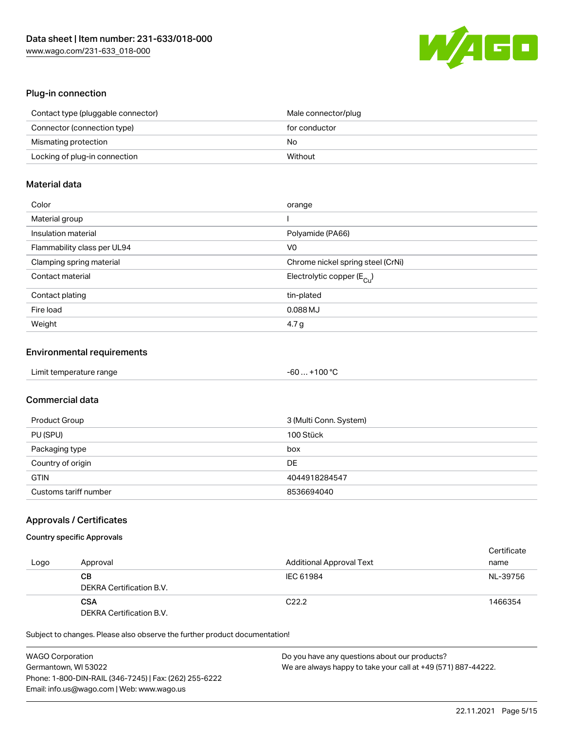## Plug-in connection

| Contact type (pluggable connector) | Male connector/plug |
| --- | --- |
| Connector (connection type) | for conductor |
| Mismating protection | No |
| Locking of plug-in connection | Without |

## Material data

| Color | orange |
| --- | --- |
| Material group | I |
| Insulation material | Polyamide (PA66) |
| Flammability class per UL94 | V0 |
| Clamping spring material | Chrome nickel spring steel (CrNi) |
| Contact material | Electrolytic copper ($E_{Cu}$) |
| Contact plating | tin-plated |
| Fire load | 0.088 MJ |
| Weight | 4.7 g |

## Environmental requirements

| Limit temperature range | -60 … +100 °C |
| --- | --- |

## Commercial data

| Product Group | 3 (Multi Conn. System) |
| --- | --- |
| PU (SPU) | 100 Stück |
| Packaging type | box |
| Country of origin | DE |
| GTIN | 4044918284547 |
| Customs tariff number | 8536694040 |

## Approvals / Certificates

### Country specific Approvals

| Logo | Approval | Additional Approval Text | Certificate name |
| --- | --- | --- | --- |
| | **CB** DEKRA Certification B.V. | IEC 61984 | NL-39756 |
| | **CSA** DEKRA Certification B.V. | C22.2 | 1466354 |

Subject to changes. Please also observe the further product documentation!

WAGO Corporation
Germantown, WI 53022
Phone: 1-800-DIN-RAIL (346-7245) | Fax: (262) 255-6222
Email: info.us@wago.com | Web: www.wago.us

Do you have any questions about our products?
We are always happy to take your call at +49 (571) 887-44222.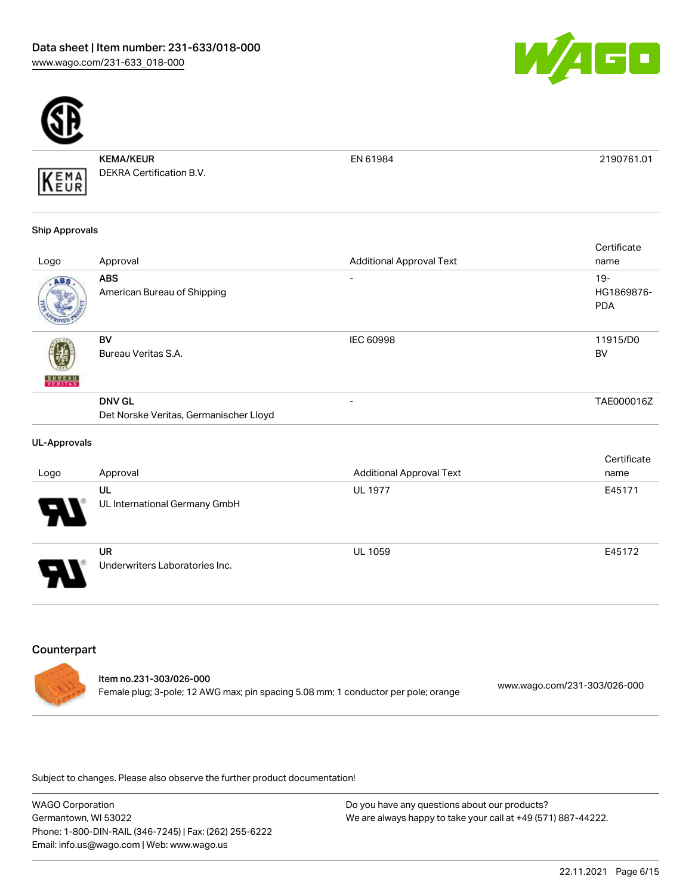| | | | |
|---|---|---|---|
| | **KEMA/KEUR** DEKRA Certification B.V. | EN 61984 | 2190761.01 |

### Ship Approvals

| Logo | Approval | Additional Approval Text | Certificate name |
|---|---|---|---|
| | **ABS** American Bureau of Shipping | - | 19-HG1869876-PDA |
| | **BV** Bureau Veritas S.A. | IEC 60998 | 11915/D0 BV |
| | **DNV GL** Det Norske Veritas, Germanischer Lloyd | - | TAE000016Z |

### UL-Approvals

| Logo | Approval | Additional Approval Text | Certificate name |
|---|---|---|---|
| | **UL** UL International Germany GmbH | UL 1977 | E45171 |
| | **UR** Underwriters Laboratories Inc. | UL 1059 | E45172 |

## Counterpart

**Item no.231-303/026-000**
Female plug; 3-pole; 12 AWG max; pin spacing 5.08 mm; 1 conductor per pole; orange
www.wago.com/231-303/026-000

Subject to changes. Please also observe the further product documentation!

WAGO Corporation
Germantown, WI 53022
Phone: 1-800-DIN-RAIL (346-7245) | Fax: (262) 255-6222
Email: info.us@wago.com | Web: www.wago.us

Do you have any questions about our products?
We are always happy to take your call at +49 (571) 887-44222.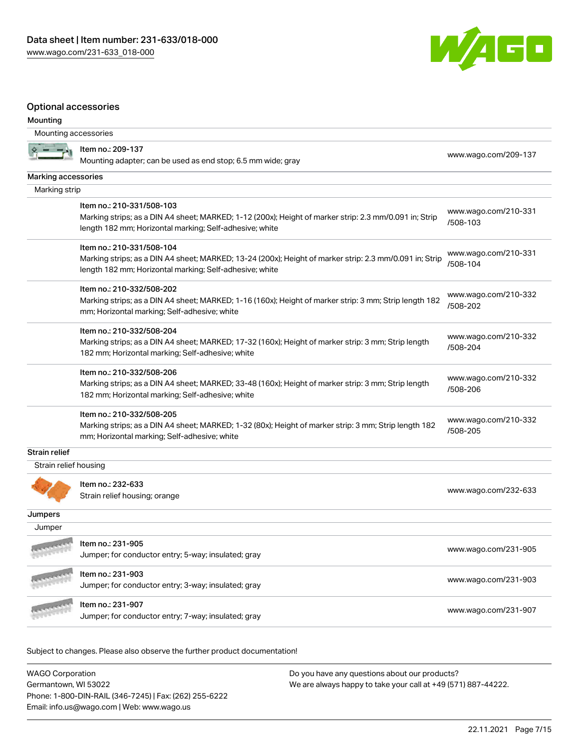## Optional accessories

### Mounting

| Mounting accessories | |
|---|---|
| Item no.: 209-137<br>Mounting adapter; can be used as end stop; 6.5 mm wide; gray | www.wago.com/209-137 |

### Marking accessories

| Marking strip | |
|---|---|
| Item no.: 210-331/508-103<br>Marking strips; as a DIN A4 sheet; MARKED; 1-12 (200x); Height of marker strip: 2.3 mm/0.091 in; Strip length 182 mm; Horizontal marking; Self-adhesive; white | www.wago.com/210-331/508-103 |
| Item no.: 210-331/508-104<br>Marking strips; as a DIN A4 sheet; MARKED; 13-24 (200x); Height of marker strip: 2.3 mm/0.091 in; Strip length 182 mm; Horizontal marking; Self-adhesive; white | www.wago.com/210-331/508-104 |
| Item no.: 210-332/508-202<br>Marking strips; as a DIN A4 sheet; MARKED; 1-16 (160x); Height of marker strip: 3 mm; Strip length 182 mm; Horizontal marking; Self-adhesive; white | www.wago.com/210-332/508-202 |
| Item no.: 210-332/508-204<br>Marking strips; as a DIN A4 sheet; MARKED; 17-32 (160x); Height of marker strip: 3 mm; Strip length 182 mm; Horizontal marking; Self-adhesive; white | www.wago.com/210-332/508-204 |
| Item no.: 210-332/508-206<br>Marking strips; as a DIN A4 sheet; MARKED; 33-48 (160x); Height of marker strip: 3 mm; Strip length 182 mm; Horizontal marking; Self-adhesive; white | www.wago.com/210-332/508-206 |
| Item no.: 210-332/508-205<br>Marking strips; as a DIN A4 sheet; MARKED; 1-32 (80x); Height of marker strip: 3 mm; Strip length 182 mm; Horizontal marking; Self-adhesive; white | www.wago.com/210-332/508-205 |

### Strain relief

| Strain relief housing | |
|---|---|
| Item no.: 232-633<br>Strain relief housing; orange | www.wago.com/232-633 |

### Jumpers

| Jumper | |
|---|---|
| Item no.: 231-905<br>Jumper; for conductor entry; 5-way; insulated; gray | www.wago.com/231-905 |
| Item no.: 231-903<br>Jumper; for conductor entry; 3-way; insulated; gray | www.wago.com/231-903 |
| Item no.: 231-907<br>Jumper; for conductor entry; 7-way; insulated; gray | www.wago.com/231-907 |

Subject to changes. Please also observe the further product documentation!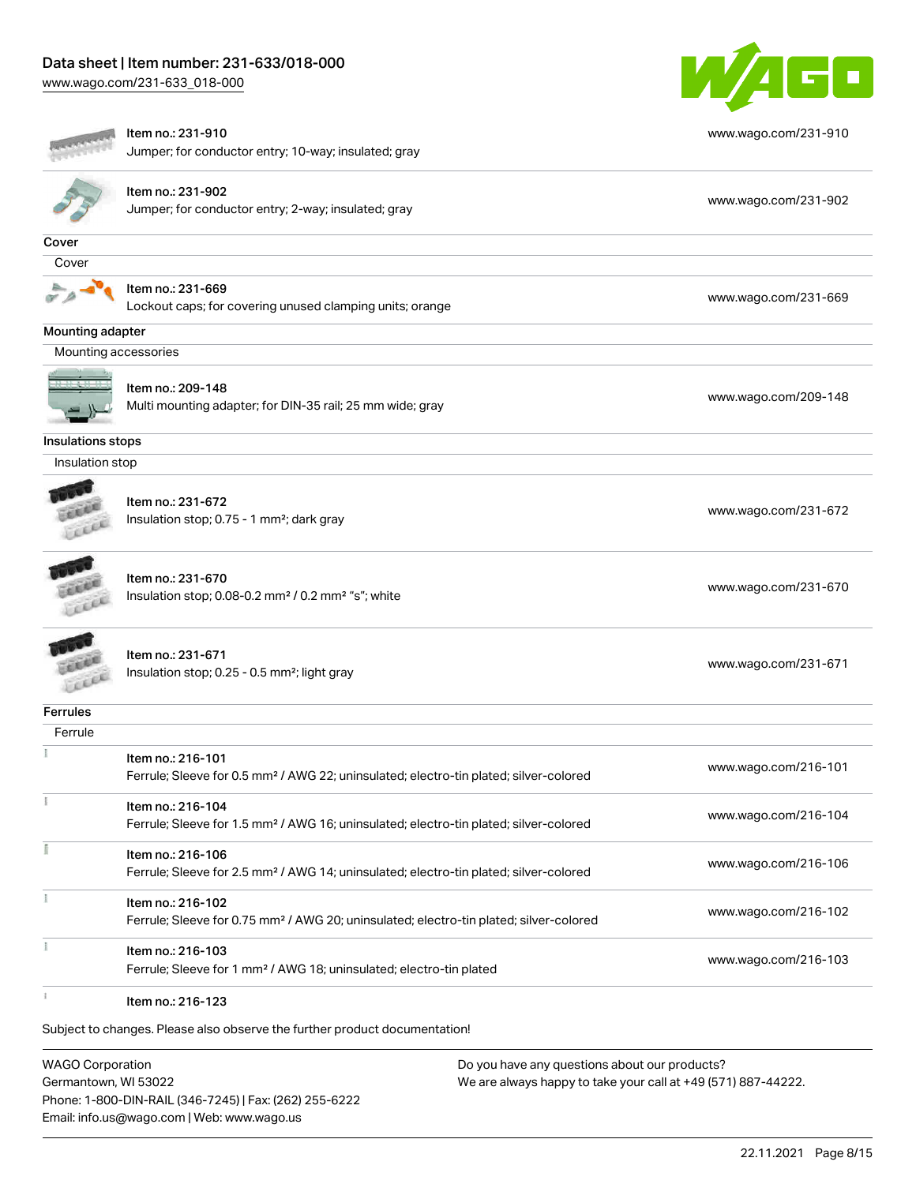| | | |
|---|---|---|
| | Item no.: 231-910<br>Jumper; for conductor entry; 10-way; insulated; gray | www.wago.com/231-910 |
| | Item no.: 231-902<br>Jumper; for conductor entry; 2-way; insulated; gray | www.wago.com/231-902 |

**Cover**

Cover

| | | |
|---|---|---|
| | Item no.: 231-669<br>Lockout caps; for covering unused clamping units; orange | www.wago.com/231-669 |

**Mounting adapter**

Mounting accessories

| | | |
|---|---|---|
| | Item no.: 209-148<br>Multi mounting adapter; for DIN-35 rail; 25 mm wide; gray | www.wago.com/209-148 |

**Insulations stops**

Insulation stop

| | | |
|---|---|---|
| | Item no.: 231-672<br>Insulation stop; 0.75 - 1 mm²; dark gray | www.wago.com/231-672 |
| | Item no.: 231-670<br>Insulation stop; 0.08-0.2 mm² / 0.2 mm² "s"; white | www.wago.com/231-670 |
| | Item no.: 231-671<br>Insulation stop; 0.25 - 0.5 mm²; light gray | www.wago.com/231-671 |

**Ferrules**

Ferrule

| | | |
|---|---|---|
| | Item no.: 216-101<br>Ferrule; Sleeve for 0.5 mm² / AWG 22; uninsulated; electro-tin plated; silver-colored | www.wago.com/216-101 |
| | Item no.: 216-104<br>Ferrule; Sleeve for 1.5 mm² / AWG 16; uninsulated; electro-tin plated; silver-colored | www.wago.com/216-104 |
| | Item no.: 216-106<br>Ferrule; Sleeve for 2.5 mm² / AWG 14; uninsulated; electro-tin plated; silver-colored | www.wago.com/216-106 |
| | Item no.: 216-102<br>Ferrule; Sleeve for 0.75 mm² / AWG 20; uninsulated; electro-tin plated; silver-colored | www.wago.com/216-102 |
| | Item no.: 216-103<br>Ferrule; Sleeve for 1 mm² / AWG 18; uninsulated; electro-tin plated | www.wago.com/216-103 |
| | Item no.: 216-123 | |

Subject to changes. Please also observe the further product documentation!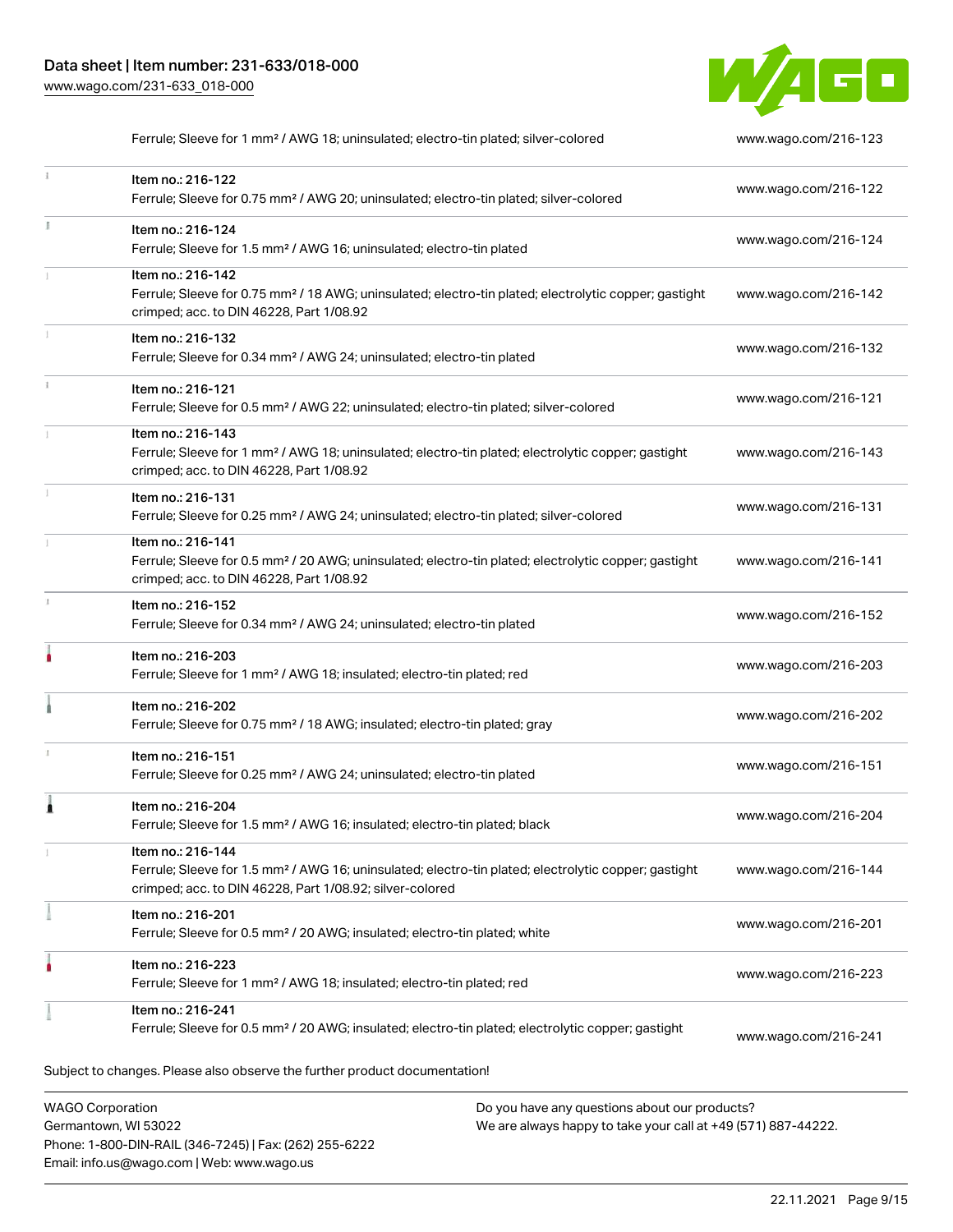| | | |
|---|---|---|
| | Ferrule; Sleeve for 1 mm² / AWG 18; uninsulated; electro-tin plated; silver-colored | www.wago.com/216-123 |
| | Item no.: 216-122<br>Ferrule; Sleeve for 0.75 mm² / AWG 20; uninsulated; electro-tin plated; silver-colored | www.wago.com/216-122 |
| | Item no.: 216-124<br>Ferrule; Sleeve for 1.5 mm² / AWG 16; uninsulated; electro-tin plated | www.wago.com/216-124 |
| | Item no.: 216-142<br>Ferrule; Sleeve for 0.75 mm² / 18 AWG; uninsulated; electro-tin plated; electrolytic copper; gastight crimped; acc. to DIN 46228, Part 1/08.92 | www.wago.com/216-142 |
| | Item no.: 216-132<br>Ferrule; Sleeve for 0.34 mm² / AWG 24; uninsulated; electro-tin plated | www.wago.com/216-132 |
| | Item no.: 216-121<br>Ferrule; Sleeve for 0.5 mm² / AWG 22; uninsulated; electro-tin plated; silver-colored | www.wago.com/216-121 |
| | Item no.: 216-143<br>Ferrule; Sleeve for 1 mm² / AWG 18; uninsulated; electro-tin plated; electrolytic copper; gastight crimped; acc. to DIN 46228, Part 1/08.92 | www.wago.com/216-143 |
| | Item no.: 216-131<br>Ferrule; Sleeve for 0.25 mm² / AWG 24; uninsulated; electro-tin plated; silver-colored | www.wago.com/216-131 |
| | Item no.: 216-141<br>Ferrule; Sleeve for 0.5 mm² / 20 AWG; uninsulated; electro-tin plated; electrolytic copper; gastight crimped; acc. to DIN 46228, Part 1/08.92 | www.wago.com/216-141 |
| | Item no.: 216-152<br>Ferrule; Sleeve for 0.34 mm² / AWG 24; uninsulated; electro-tin plated | www.wago.com/216-152 |
| | Item no.: 216-203<br>Ferrule; Sleeve for 1 mm² / AWG 18; insulated; electro-tin plated; red | www.wago.com/216-203 |
| | Item no.: 216-202<br>Ferrule; Sleeve for 0.75 mm² / 18 AWG; insulated; electro-tin plated; gray | www.wago.com/216-202 |
| | Item no.: 216-151<br>Ferrule; Sleeve for 0.25 mm² / AWG 24; uninsulated; electro-tin plated | www.wago.com/216-151 |
| | Item no.: 216-204<br>Ferrule; Sleeve for 1.5 mm² / AWG 16; insulated; electro-tin plated; black | www.wago.com/216-204 |
| | Item no.: 216-144<br>Ferrule; Sleeve for 1.5 mm² / AWG 16; uninsulated; electro-tin plated; electrolytic copper; gastight crimped; acc. to DIN 46228, Part 1/08.92; silver-colored | www.wago.com/216-144 |
| | Item no.: 216-201<br>Ferrule; Sleeve for 0.5 mm² / 20 AWG; insulated; electro-tin plated; white | www.wago.com/216-201 |
| | Item no.: 216-223<br>Ferrule; Sleeve for 1 mm² / AWG 18; insulated; electro-tin plated; red | www.wago.com/216-223 |
| | Item no.: 216-241<br>Ferrule; Sleeve for 0.5 mm² / 20 AWG; insulated; electro-tin plated; electrolytic copper; gastight | www.wago.com/216-241 |

Subject to changes. Please also observe the further product documentation!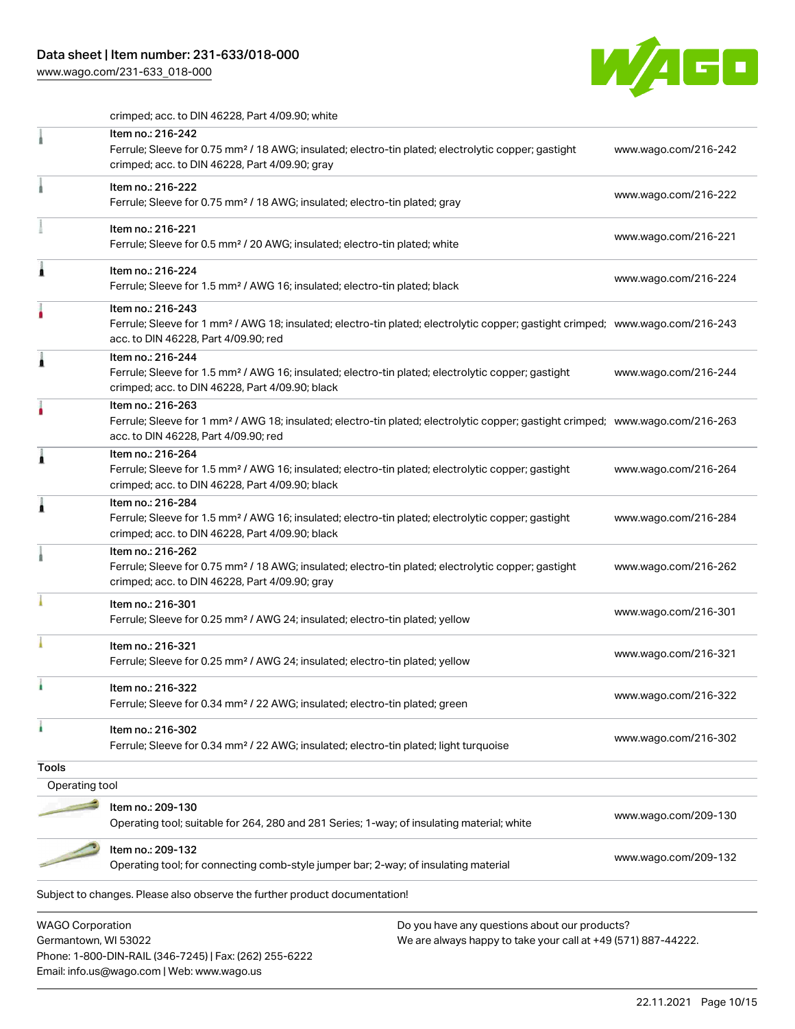crimped; acc. to DIN 46228, Part 4/09.90; white

| Item | Description | Link |
| --- | --- | --- |
| Item no.: 216-242 | Ferrule; Sleeve for 0.75 mm² / 18 AWG; insulated; electro-tin plated; electrolytic copper; gastight crimped; acc. to DIN 46228, Part 4/09.90; gray | www.wago.com/216-242 |
| Item no.: 216-222 | Ferrule; Sleeve for 0.75 mm² / 18 AWG; insulated; electro-tin plated; gray | www.wago.com/216-222 |
| Item no.: 216-221 | Ferrule; Sleeve for 0.5 mm² / 20 AWG; insulated; electro-tin plated; white | www.wago.com/216-221 |
| Item no.: 216-224 | Ferrule; Sleeve for 1.5 mm² / AWG 16; insulated; electro-tin plated; black | www.wago.com/216-224 |
| Item no.: 216-243 | Ferrule; Sleeve for 1 mm² / AWG 18; insulated; electro-tin plated; electrolytic copper; gastight crimped; acc. to DIN 46228, Part 4/09.90; red | www.wago.com/216-243 |
| Item no.: 216-244 | Ferrule; Sleeve for 1.5 mm² / AWG 16; insulated; electro-tin plated; electrolytic copper; gastight crimped; acc. to DIN 46228, Part 4/09.90; black | www.wago.com/216-244 |
| Item no.: 216-263 | Ferrule; Sleeve for 1 mm² / AWG 18; insulated; electro-tin plated; electrolytic copper; gastight crimped; acc. to DIN 46228, Part 4/09.90; red | www.wago.com/216-263 |
| Item no.: 216-264 | Ferrule; Sleeve for 1.5 mm² / AWG 16; insulated; electro-tin plated; electrolytic copper; gastight crimped; acc. to DIN 46228, Part 4/09.90; black | www.wago.com/216-264 |
| Item no.: 216-284 | Ferrule; Sleeve for 1.5 mm² / AWG 16; insulated; electro-tin plated; electrolytic copper; gastight crimped; acc. to DIN 46228, Part 4/09.90; black | www.wago.com/216-284 |
| Item no.: 216-262 | Ferrule; Sleeve for 0.75 mm² / 18 AWG; insulated; electro-tin plated; electrolytic copper; gastight crimped; acc. to DIN 46228, Part 4/09.90; gray | www.wago.com/216-262 |
| Item no.: 216-301 | Ferrule; Sleeve for 0.25 mm² / AWG 24; insulated; electro-tin plated; yellow | www.wago.com/216-301 |
| Item no.: 216-321 | Ferrule; Sleeve for 0.25 mm² / AWG 24; insulated; electro-tin plated; yellow | www.wago.com/216-321 |
| Item no.: 216-322 | Ferrule; Sleeve for 0.34 mm² / 22 AWG; insulated; electro-tin plated; green | www.wago.com/216-322 |
| Item no.: 216-302 | Ferrule; Sleeve for 0.34 mm² / 22 AWG; insulated; electro-tin plated; light turquoise | www.wago.com/216-302 |

## Tools

Operating tool

| Item | Description | Link |
| --- | --- | --- |
| Item no.: 209-130 | Operating tool; suitable for 264, 280 and 281 Series; 1-way; of insulating material; white | www.wago.com/209-130 |
| Item no.: 209-132 | Operating tool; for connecting comb-style jumper bar; 2-way; of insulating material | www.wago.com/209-132 |

Subject to changes. Please also observe the further product documentation!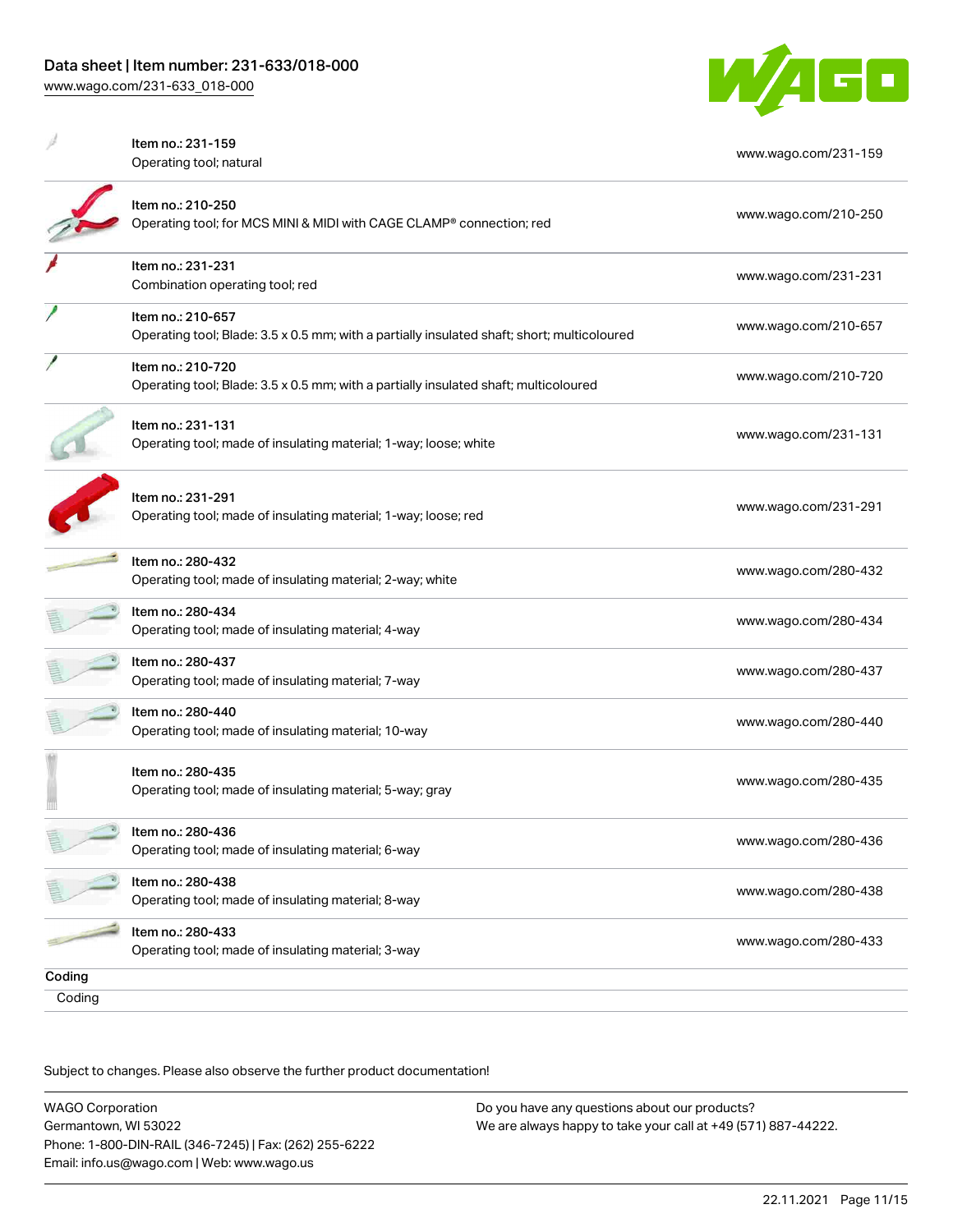| | | |
|---|---|---|
| | Item no.: 231-159<br>Operating tool; natural | www.wago.com/231-159 |
| | Item no.: 210-250<br>Operating tool; for MCS MINI & MIDI with CAGE CLAMP® connection; red | www.wago.com/210-250 |
| | Item no.: 231-231<br>Combination operating tool; red | www.wago.com/231-231 |
| | Item no.: 210-657<br>Operating tool; Blade: 3.5 x 0.5 mm; with a partially insulated shaft; short; multicoloured | www.wago.com/210-657 |
| | Item no.: 210-720<br>Operating tool; Blade: 3.5 x 0.5 mm; with a partially insulated shaft; multicoloured | www.wago.com/210-720 |
| | Item no.: 231-131<br>Operating tool; made of insulating material; 1-way; loose; white | www.wago.com/231-131 |
| | Item no.: 231-291<br>Operating tool; made of insulating material; 1-way; loose; red | www.wago.com/231-291 |
| | Item no.: 280-432<br>Operating tool; made of insulating material; 2-way; white | www.wago.com/280-432 |
| | Item no.: 280-434<br>Operating tool; made of insulating material; 4-way | www.wago.com/280-434 |
| | Item no.: 280-437<br>Operating tool; made of insulating material; 7-way | www.wago.com/280-437 |
| | Item no.: 280-440<br>Operating tool; made of insulating material; 10-way | www.wago.com/280-440 |
| | Item no.: 280-435<br>Operating tool; made of insulating material; 5-way; gray | www.wago.com/280-435 |
| | Item no.: 280-436<br>Operating tool; made of insulating material; 6-way | www.wago.com/280-436 |
| | Item no.: 280-438<br>Operating tool; made of insulating material; 8-way | www.wago.com/280-438 |
| | Item no.: 280-433<br>Operating tool; made of insulating material; 3-way | www.wago.com/280-433 |

**Coding**

Coding

Subject to changes. Please also observe the further product documentation!

WAGO Corporation
Germantown, WI 53022
Phone: 1-800-DIN-RAIL (346-7245) | Fax: (262) 255-6222
Email: info.us@wago.com | Web: www.wago.us

Do you have any questions about our products?
We are always happy to take your call at +49 (571) 887-44222.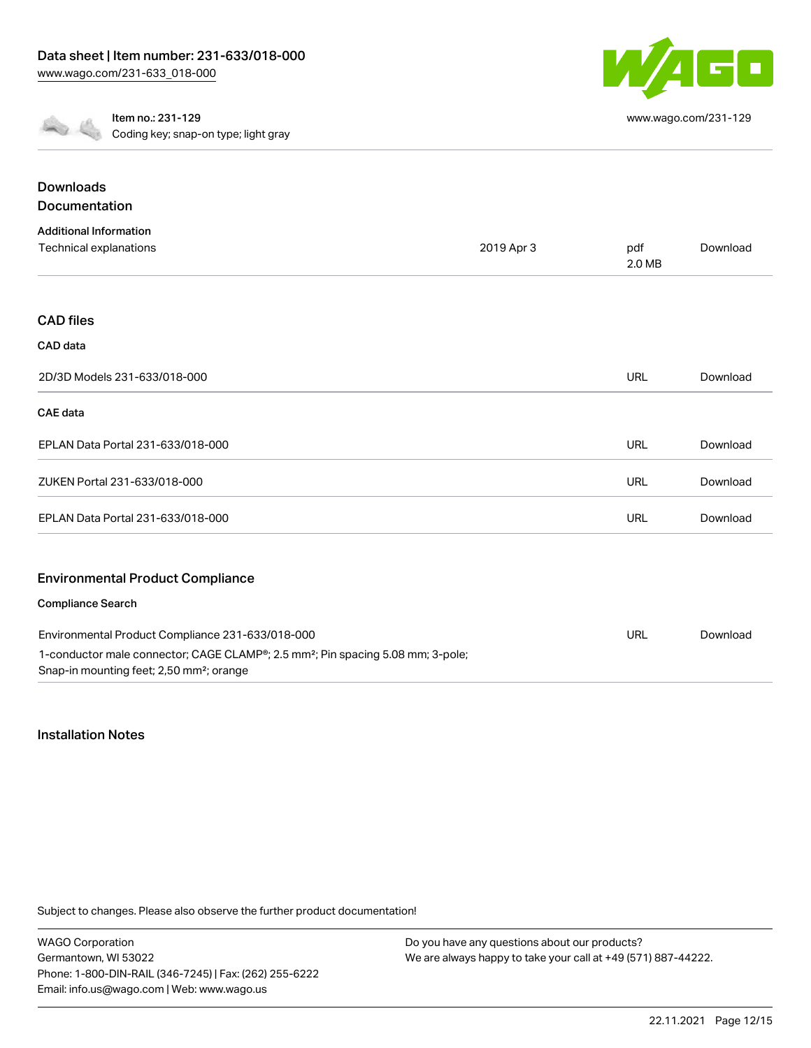Item no.: 231-129
Coding key; snap-on type; light gray

www.wago.com/231-129

## Downloads
## Documentation

### Additional Information

| | | | |
|---|---|---|---|
| Technical explanations | 2019 Apr 3 | pdf 2.0 MB | Download |

## CAD files

### CAD data

| | | |
|---|---|---|
| 2D/3D Models 231-633/018-000 | URL | Download |

### CAE data

| | | |
|---|---|---|
| EPLAN Data Portal 231-633/018-000 | URL | Download |
| ZUKEN Portal 231-633/018-000 | URL | Download |
| EPLAN Data Portal 231-633/018-000 | URL | Download |

## Environmental Product Compliance

### Compliance Search

| | | |
|---|---|---|
| Environmental Product Compliance 231-633/018-000<br>1-conductor male connector; CAGE CLAMP®; 2.5 mm²; Pin spacing 5.08 mm; 3-pole; Snap-in mounting feet; 2,50 mm²; orange | URL | Download |

## Installation Notes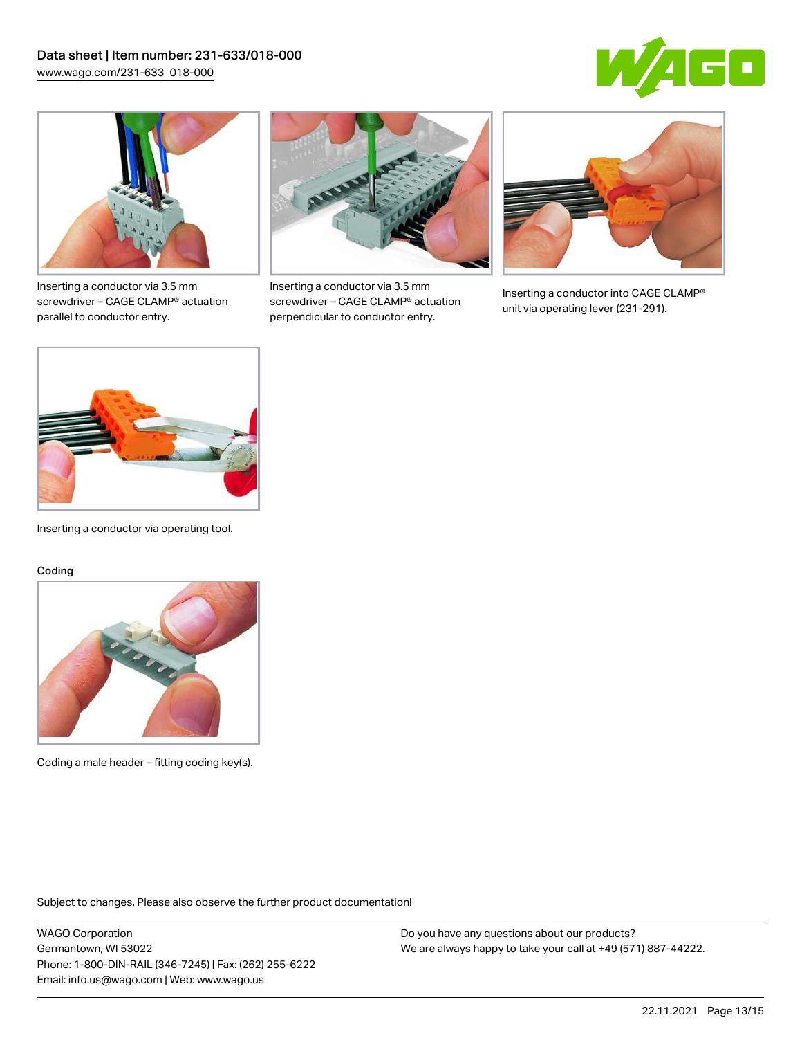Inserting a conductor via 3.5 mm screwdriver – CAGE CLAMP® actuation parallel to conductor entry.

Inserting a conductor via 3.5 mm screwdriver – CAGE CLAMP® actuation perpendicular to conductor entry.

Inserting a conductor into CAGE CLAMP® unit via operating lever (231-291).

Inserting a conductor via operating tool.

### Coding

Coding a male header – fitting coding key(s).

Subject to changes. Please also observe the further product documentation!

WAGO Corporation
Germantown, WI 53022
Phone: 1-800-DIN-RAIL (346-7245) | Fax: (262) 255-6222
Email: info.us@wago.com | Web: www.wago.us

Do you have any questions about our products?
We are always happy to take your call at +49 (571) 887-44222.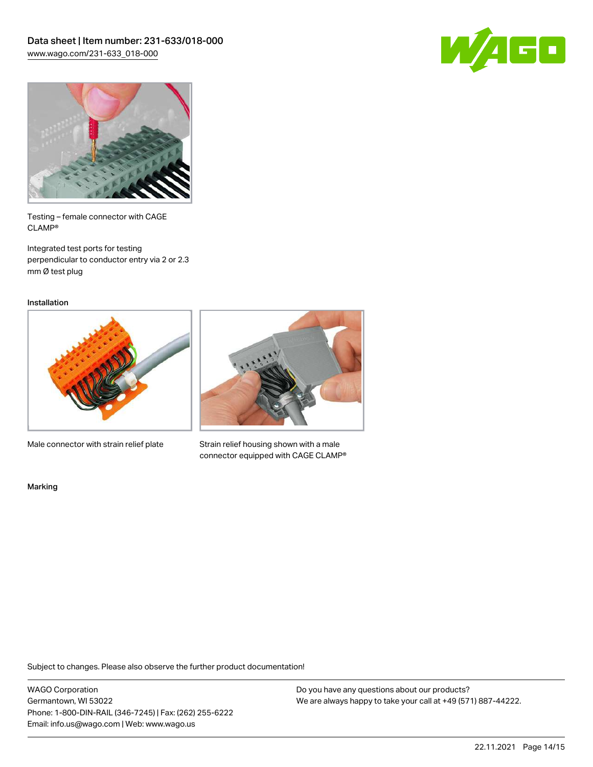Testing – female connector with CAGE CLAMP®

Integrated test ports for testing perpendicular to conductor entry via 2 or 2.3 mm Ø test plug

Installation

Male connector with strain relief plate

Strain relief housing shown with a male connector equipped with CAGE CLAMP®

Marking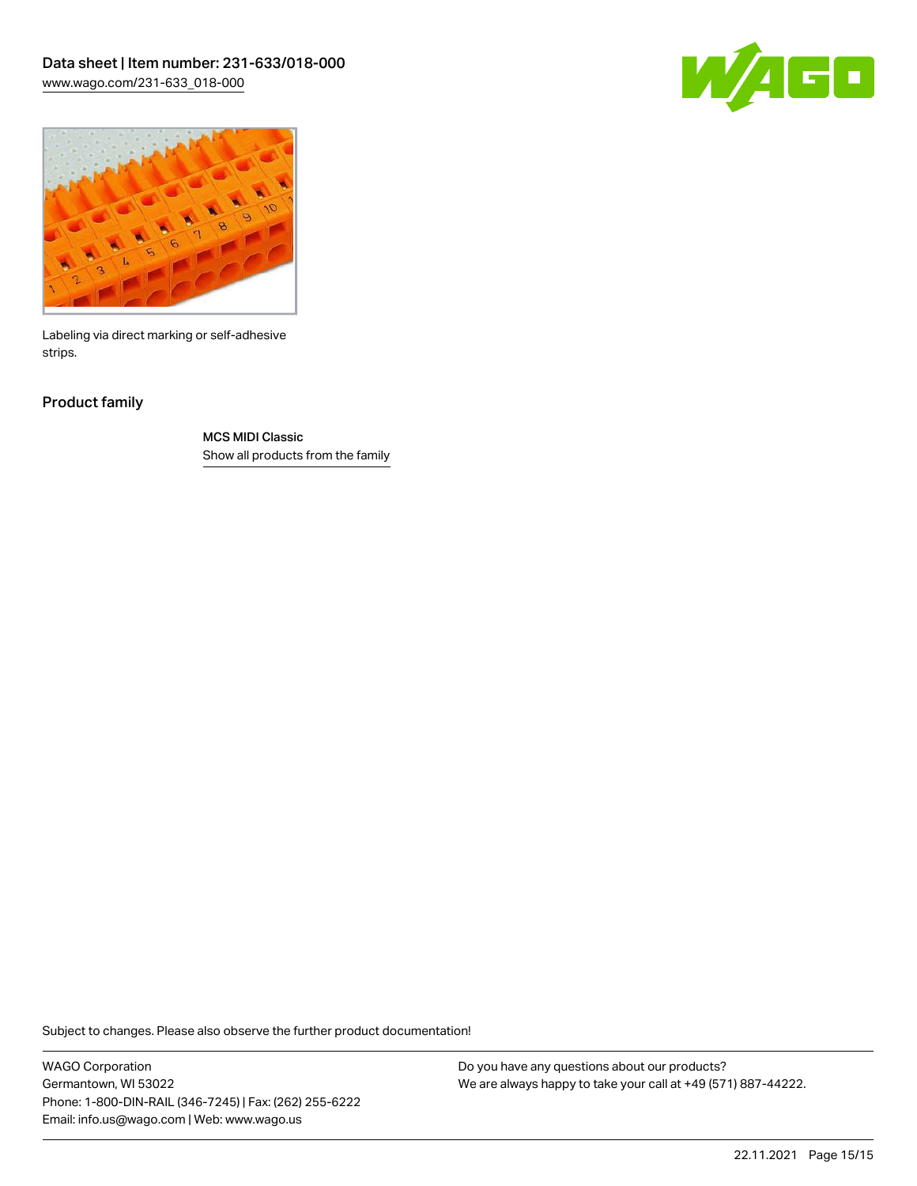Labeling via direct marking or self-adhesive strips.

## Product family

**MCS MIDI Classic**

Show all products from the family

Subject to changes. Please also observe the further product documentation!

WAGO Corporation
Germantown, WI 53022
Phone: 1-800-DIN-RAIL (346-7245) | Fax: (262) 255-6222
Email: info.us@wago.com | Web: www.wago.us

Do you have any questions about our products?
We are always happy to take your call at +49 (571) 887-44222.

22.11.2021